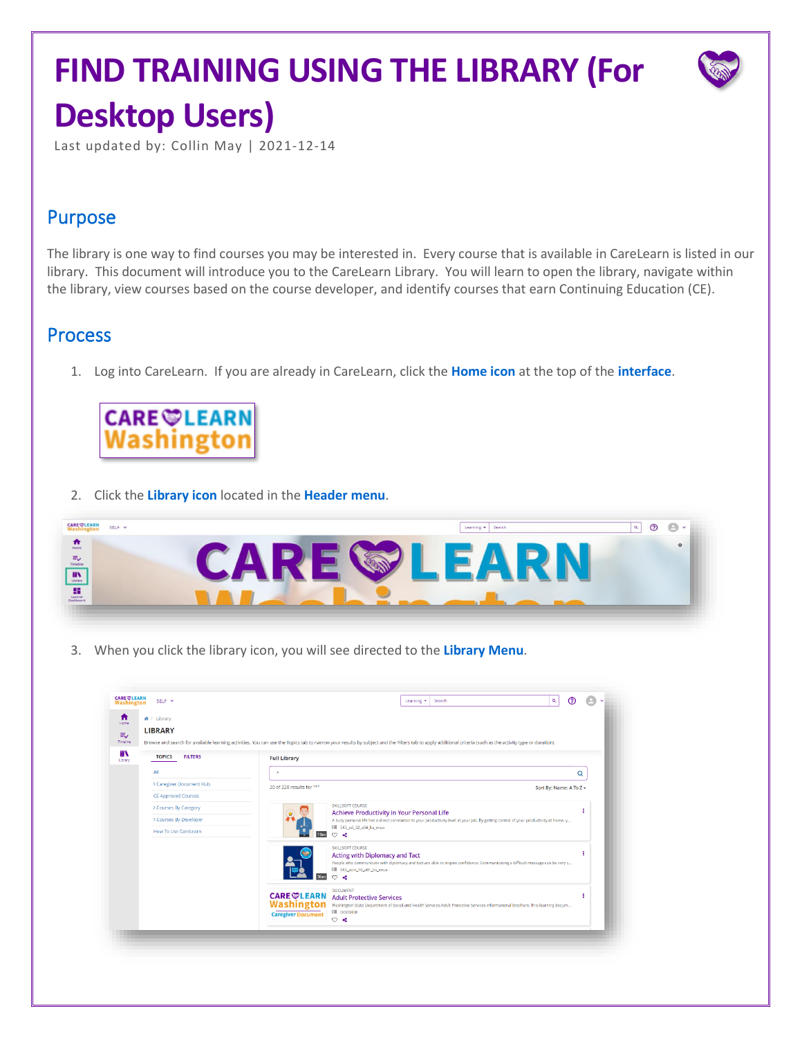# FIND TRAINING USING THE LIBRARY (For Desktop Users)

Last updated by: Collin May | 2021-12-14

## Purpose

The library is one way to find courses you may be interested in. Every course that is available in CareLearn is listed in our library. This document will introduce you to the CareLearn Library. You will learn to open the library, navigate within the library, view courses based on the course developer, and identify courses that earn Continuing Education (CE).

## Process

1. Log into CareLearn. If you are already in CareLearn, click the **Home icon** at the top of the **interface**.

2. Click the **Library icon** located in the **Header menu**.

3. When you click the library icon, you will see directed to the **Library Menu**.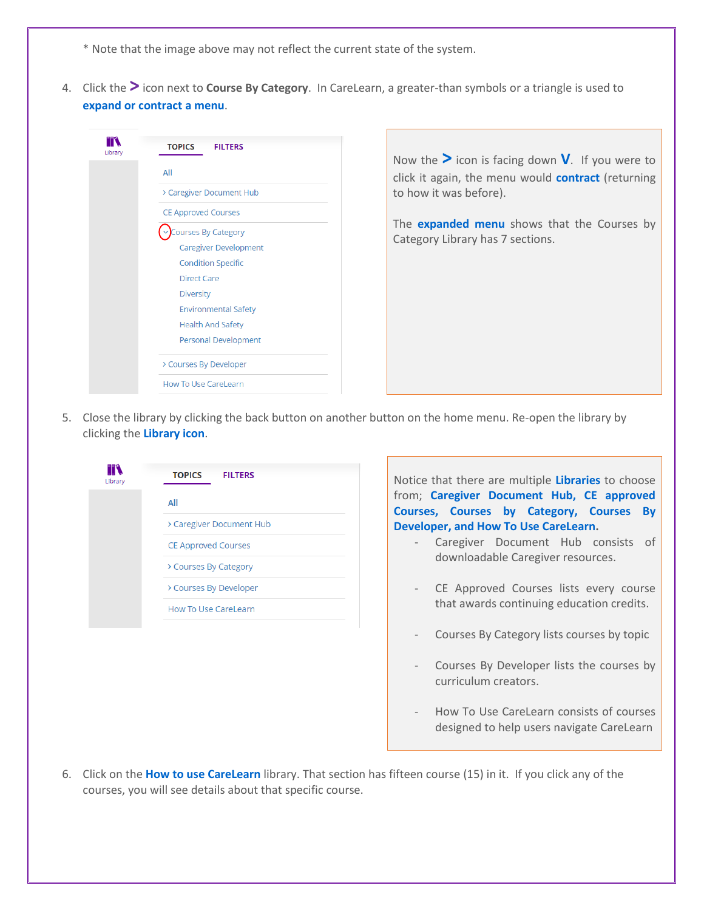* Note that the image above may not reflect the current state of the system.

4. Click the **>** icon next to **Course By Category**. In CareLearn, a greater-than symbols or a triangle is used to **expand or contract a menu**.

Library

TOPICS FILTERS

All

› Caregiver Document Hub

CE Approved Courses

⌄ Courses By Category

Caregiver Development

Condition Specific

Direct Care

Diversity

Environmental Safety

Health And Safety

Personal Development

› Courses By Developer

How To Use CareLearn

Now the **>** icon is facing down **V**. If you were to click it again, the menu would **contract** (returning to how it was before).

The **expanded menu** shows that the Courses by Category Library has 7 sections.

5. Close the library by clicking the back button on another button on the home menu. Re-open the library by clicking the **Library icon**.

Library

TOPICS FILTERS

All

› Caregiver Document Hub

CE Approved Courses

› Courses By Category

› Courses By Developer

How To Use CareLearn

Notice that there are multiple **Libraries** to choose from; **Caregiver Document Hub, CE approved Courses, Courses by Category, Courses By Developer, and How To Use CareLearn.**

- Caregiver Document Hub consists of downloadable Caregiver resources.
- CE Approved Courses lists every course that awards continuing education credits.
- Courses By Category lists courses by topic
- Courses By Developer lists the courses by curriculum creators.
- How To Use CareLearn consists of courses designed to help users navigate CareLearn

6. Click on the **How to use CareLearn** library. That section has fifteen course (15) in it. If you click any of the courses, you will see details about that specific course.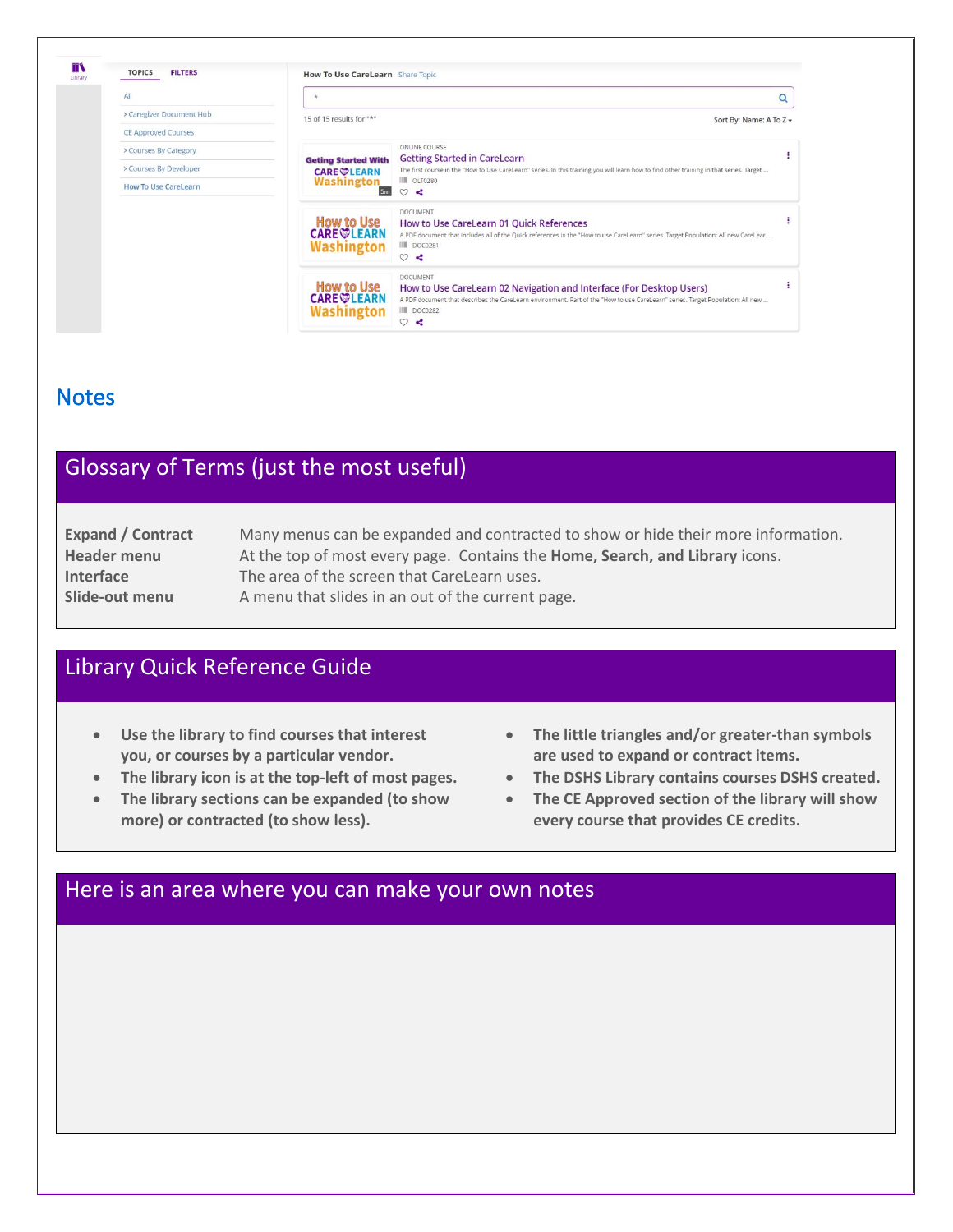## Notes

### Glossary of Terms (just the most useful)

| | |
|---|---|
| **Expand / Contract** | Many menus can be expanded and contracted to show or hide their more information. |
| **Header menu** | At the top of most every page. Contains the **Home, Search, and Library** icons. |
| **Interface** | The area of the screen that CareLearn uses. |
| **Slide-out menu** | A menu that slides in an out of the current page. |

### Library Quick Reference Guide

- **Use the library to find courses that interest you, or courses by a particular vendor.**
- **The library icon is at the top-left of most pages.**
- **The library sections can be expanded (to show more) or contracted (to show less).**
- **The little triangles and/or greater-than symbols are used to expand or contract items.**
- **The DSHS Library contains courses DSHS created.**
- **The CE Approved section of the library will show every course that provides CE credits.**

### Here is an area where you can make your own notes